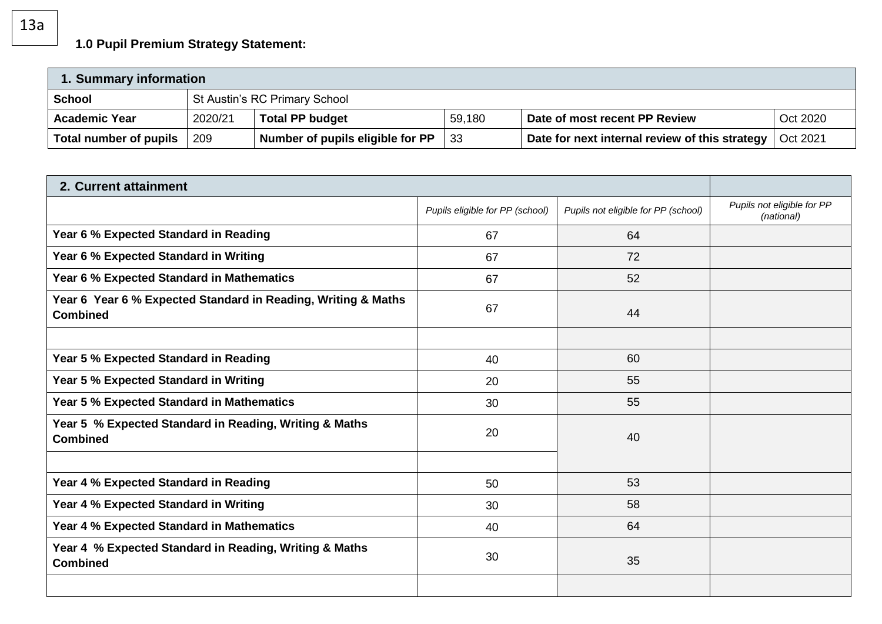13a

**1.0 Pupil Premium Strategy Statement:**

| **1. Summary information** | | | | | |
|---|---|---|---|---|---|
| **School** | St Austin's RC Primary School | | | | |
| **Academic Year** | 2020/21 | **Total PP budget** | 59,180 | **Date of most recent PP Review** | Oct 2020 |
| **Total number of pupils** | 209 | **Number of pupils eligible for PP** | 33 | **Date for next internal review of this strategy** | Oct 2021 |

| **2. Current attainment** | | | |
|---|---|---|---|
| | *Pupils eligible for PP (school)* | *Pupils not eligible for PP (school)* | *Pupils not eligible for PP (national)* |
| **Year 6 % Expected Standard in Reading** | 67 | 64 | |
| **Year 6 % Expected Standard in Writing** | 67 | 72 | |
| **Year 6 % Expected Standard in Mathematics** | 67 | 52 | |
| **Year 6 Year 6 % Expected Standard in Reading, Writing & Maths Combined** | 67 | 44 | |
| | | | |
| **Year 5 % Expected Standard in Reading** | 40 | 60 | |
| **Year 5 % Expected Standard in Writing** | 20 | 55 | |
| **Year 5 % Expected Standard in Mathematics** | 30 | 55 | |
| **Year 5 % Expected Standard in Reading, Writing & Maths Combined** | 20 | 40 | |
| | | | |
| **Year 4 % Expected Standard in Reading** | 50 | 53 | |
| **Year 4 % Expected Standard in Writing** | 30 | 58 | |
| **Year 4 % Expected Standard in Mathematics** | 40 | 64 | |
| **Year 4 % Expected Standard in Reading, Writing & Maths Combined** | 30 | 35 | |
| | | | |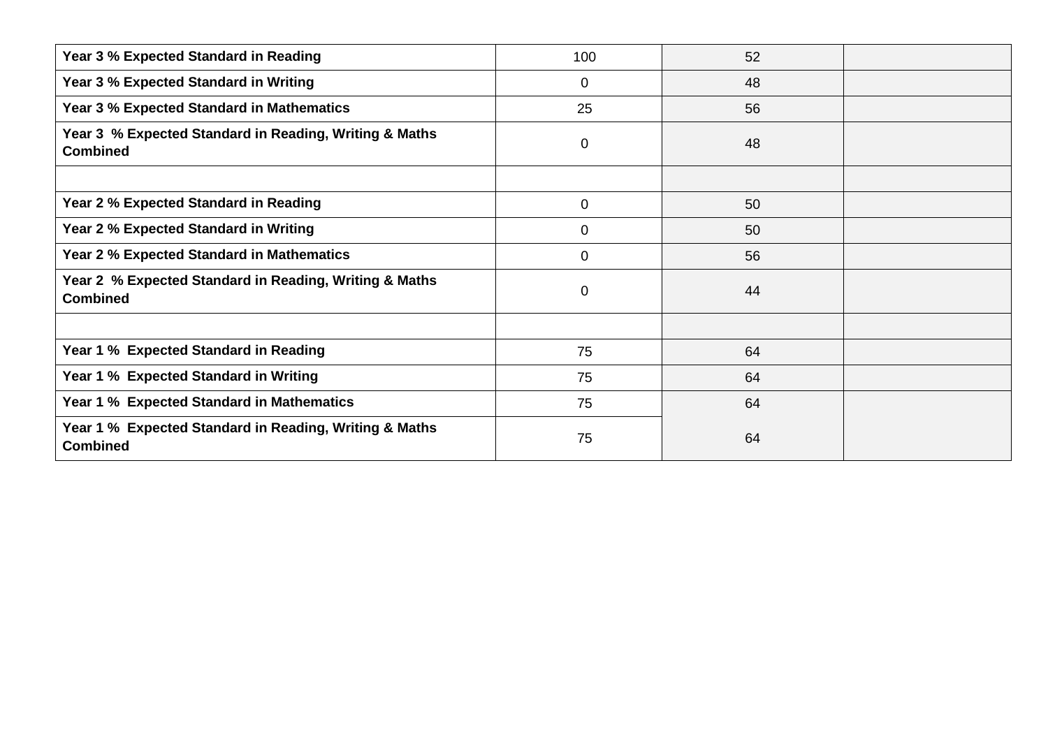| | | | |
|---|---|---|---|
| **Year 3 % Expected Standard in Reading** | 100 | 52 | |
| **Year 3 % Expected Standard in Writing** | 0 | 48 | |
| **Year 3 % Expected Standard in Mathematics** | 25 | 56 | |
| **Year 3 % Expected Standard in Reading, Writing & Maths Combined** | 0 | 48 | |
| | | | |
| **Year 2 % Expected Standard in Reading** | 0 | 50 | |
| **Year 2 % Expected Standard in Writing** | 0 | 50 | |
| **Year 2 % Expected Standard in Mathematics** | 0 | 56 | |
| **Year 2 % Expected Standard in Reading, Writing & Maths Combined** | 0 | 44 | |
| | | | |
| **Year 1 % Expected Standard in Reading** | 75 | 64 | |
| **Year 1 % Expected Standard in Writing** | 75 | 64 | |
| **Year 1 % Expected Standard in Mathematics** | 75 | 64 | |
| **Year 1 % Expected Standard in Reading, Writing & Maths Combined** | 75 | 64 | |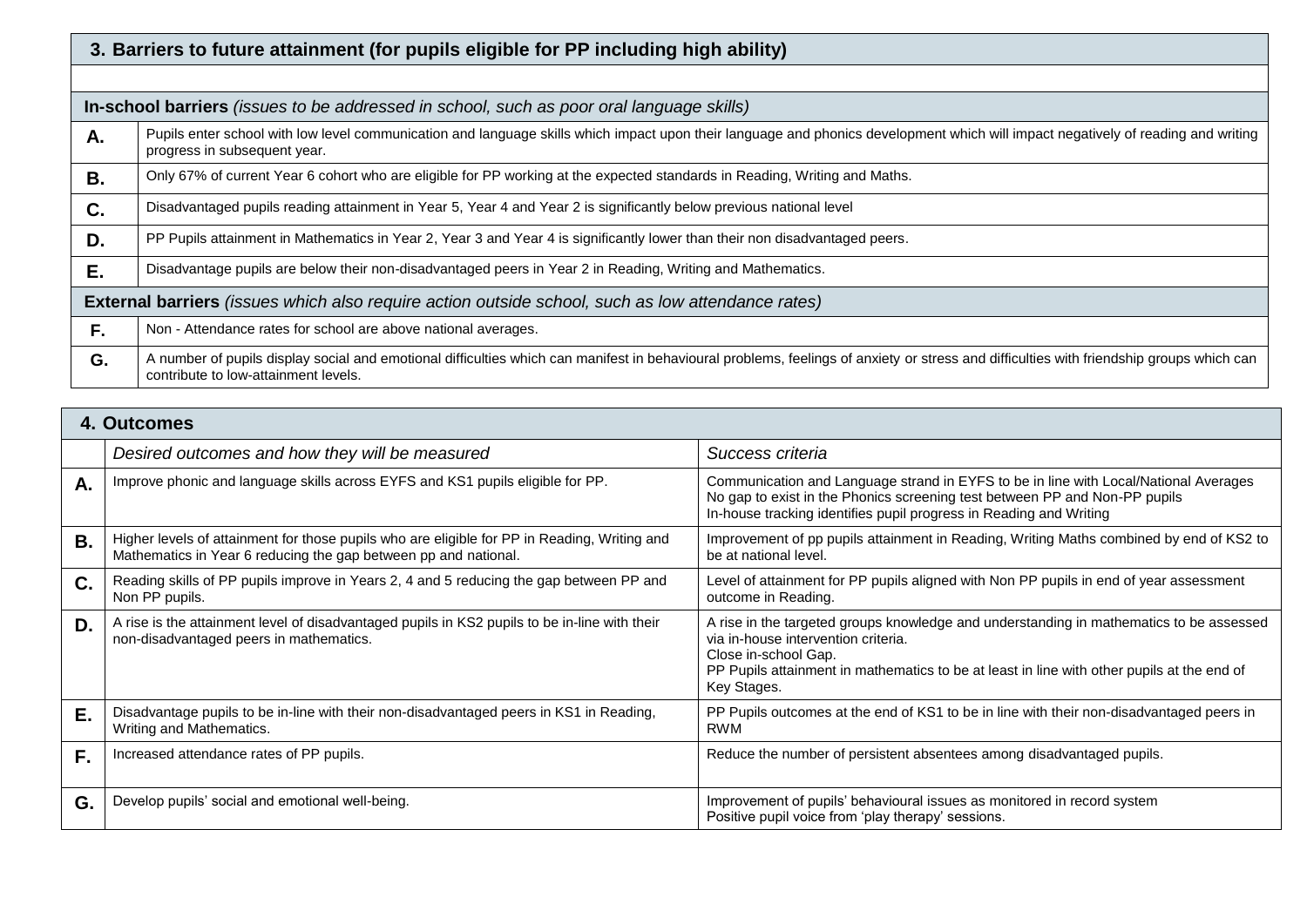## 3. Barriers to future attainment (for pupils eligible for PP including high ability)

| | |
|---|---|
| **In-school barriers** *(issues to be addressed in school, such as poor oral language skills)* | |
| **A.** | Pupils enter school with low level communication and language skills which impact upon their language and phonics development which will impact negatively of reading and writing progress in subsequent year. |
| **B.** | Only 67% of current Year 6 cohort who are eligible for PP working at the expected standards in Reading, Writing and Maths. |
| **C.** | Disadvantaged pupils reading attainment in Year 5, Year 4 and Year 2 is significantly below previous national level |
| **D.** | PP Pupils attainment in Mathematics in Year 2, Year 3 and Year 4 is significantly lower than their non disadvantaged peers. |
| **E.** | Disadvantage pupils are below their non-disadvantaged peers in Year 2 in Reading, Writing and Mathematics. |
| **External barriers** *(issues which also require action outside school, such as low attendance rates)* | |
| **F.** | Non - Attendance rates for school are above national averages. |
| **G.** | A number of pupils display social and emotional difficulties which can manifest in behavioural problems, feelings of anxiety or stress and difficulties with friendship groups which can contribute to low-attainment levels. |

## 4. Outcomes

| | *Desired outcomes and how they will be measured* | *Success criteria* |
|---|---|---|
| **A.** | Improve phonic and language skills across EYFS and KS1 pupils eligible for PP. | Communication and Language strand in EYFS to be in line with Local/National Averages<br>No gap to exist in the Phonics screening test between PP and Non-PP pupils<br>In-house tracking identifies pupil progress in Reading and Writing |
| **B.** | Higher levels of attainment for those pupils who are eligible for PP in Reading, Writing and Mathematics in Year 6 reducing the gap between pp and national. | Improvement of pp pupils attainment in Reading, Writing Maths combined by end of KS2 to be at national level. |
| **C.** | Reading skills of PP pupils improve in Years 2, 4 and 5 reducing the gap between PP and Non PP pupils. | Level of attainment for PP pupils aligned with Non PP pupils in end of year assessment outcome in Reading. |
| **D.** | A rise is the attainment level of disadvantaged pupils in KS2 pupils to be in-line with their non-disadvantaged peers in mathematics. | A rise in the targeted groups knowledge and understanding in mathematics to be assessed via in-house intervention criteria.<br>Close in-school Gap.<br>PP Pupils attainment in mathematics to be at least in line with other pupils at the end of Key Stages. |
| **E.** | Disadvantage pupils to be in-line with their non-disadvantaged peers in KS1 in Reading, Writing and Mathematics. | PP Pupils outcomes at the end of KS1 to be in line with their non-disadvantaged peers in RWM |
| **F.** | Increased attendance rates of PP pupils. | Reduce the number of persistent absentees among disadvantaged pupils. |
| **G.** | Develop pupils' social and emotional well-being. | Improvement of pupils' behavioural issues as monitored in record system<br>Positive pupil voice from 'play therapy' sessions. |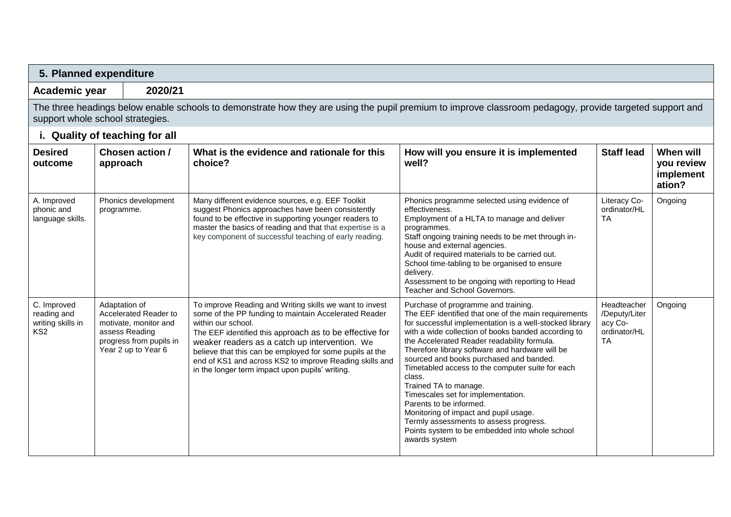## 5. Planned expenditure

| **Academic year** | **2020/21** |
|---|---|

The three headings below enable schools to demonstrate how they are using the pupil premium to improve classroom pedagogy, provide targeted support and support whole school strategies.

### i. Quality of teaching for all

| Desired outcome | Chosen action / approach | What is the evidence and rationale for this choice? | How will you ensure it is implemented well? | Staff lead | When will you review implementation? |
|---|---|---|---|---|---|
| A. Improved phonic and language skills. | Phonics development programme. | Many different evidence sources, e.g. EEF Toolkit suggest Phonics approaches have been consistently found to be effective in supporting younger readers to master the basics of reading and that that expertise is a key component of successful teaching of early reading. | Phonics programme selected using evidence of effectiveness.<br>Employment of a HLTA to manage and deliver programmes.<br>Staff ongoing training needs to be met through in-house and external agencies.<br>Audit of required materials to be carried out.<br>School time-tabling to be organised to ensure delivery.<br>Assessment to be ongoing with reporting to Head Teacher and School Governors. | Literacy Co-ordinator/HLTA | Ongoing |
| C. Improved reading and writing skills in KS2 | Adaptation of Accelerated Reader to motivate, monitor and assess Reading progress from pupils in Year 2 up to Year 6 | To improve Reading and Writing skills we want to invest some of the PP funding to maintain Accelerated Reader within our school.<br>The EEF identified this approach as to be effective for weaker readers as a catch up intervention. We believe that this can be employed for some pupils at the end of KS1 and across KS2 to improve Reading skills and in the longer term impact upon pupils' writing. | Purchase of programme and training.<br>The EEF identified that one of the main requirements for successful implementation is a well-stocked library with a wide collection of books banded according to the Accelerated Reader readability formula.<br>Therefore library software and hardware will be sourced and books purchased and banded.<br>Timetabled access to the computer suite for each class.<br>Trained TA to manage.<br>Timescales set for implementation.<br>Parents to be informed.<br>Monitoring of impact and pupil usage.<br>Termly assessments to assess progress.<br>Points system to be embedded into whole school awards system | Headteacher /Deputy/Literacy Co-ordinator/HLTA | Ongoing |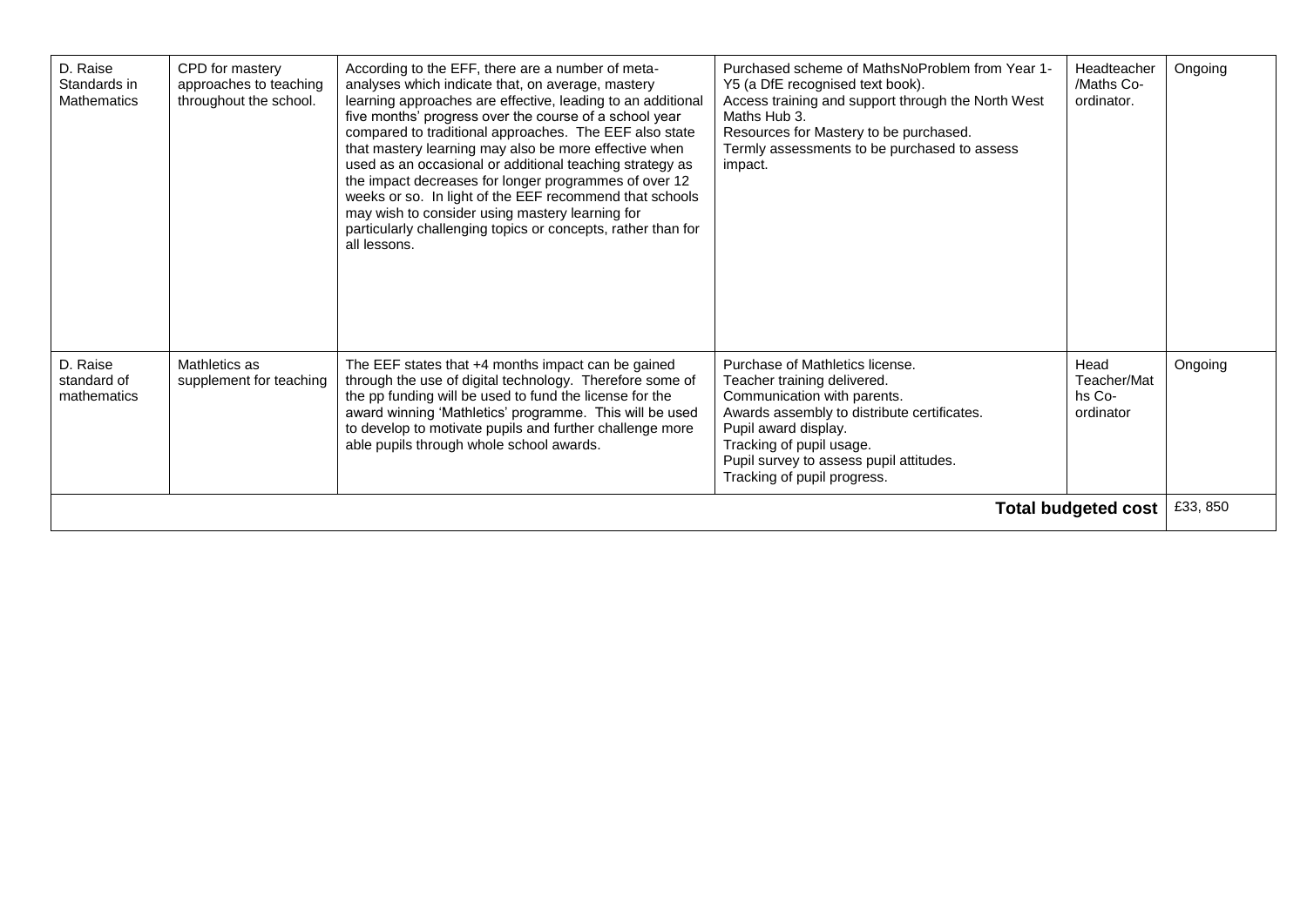| D. Raise Standards in Mathematics | CPD for mastery approaches to teaching throughout the school. | According to the EFF, there are a number of meta-analyses which indicate that, on average, mastery learning approaches are effective, leading to an additional five months' progress over the course of a school year compared to traditional approaches. The EEF also state that mastery learning may also be more effective when used as an occasional or additional teaching strategy as the impact decreases for longer programmes of over 12 weeks or so. In light of the EEF recommend that schools may wish to consider using mastery learning for particularly challenging topics or concepts, rather than for all lessons. | Purchased scheme of MathsNoProblem from Year 1-Y5 (a DfE recognised text book).<br>Access training and support through the North West Maths Hub 3.<br>Resources for Mastery to be purchased.<br>Termly assessments to be purchased to assess impact. | Headteacher /Maths Co-ordinator. | Ongoing |
|---|---|---|---|---|---|
| D. Raise standard of mathematics | Mathletics as supplement for teaching | The EEF states that +4 months impact can be gained through the use of digital technology. Therefore some of the pp funding will be used to fund the license for the award winning 'Mathletics' programme. This will be used to develop to motivate pupils and further challenge more able pupils through whole school awards. | Purchase of Mathletics license.<br>Teacher training delivered.<br>Communication with parents.<br>Awards assembly to distribute certificates.<br>Pupil award display.<br>Tracking of pupil usage.<br>Pupil survey to assess pupil attitudes.<br>Tracking of pupil progress. | Head Teacher/Maths Co-ordinator | Ongoing |
| | | | | **Total budgeted cost** | £33, 850 |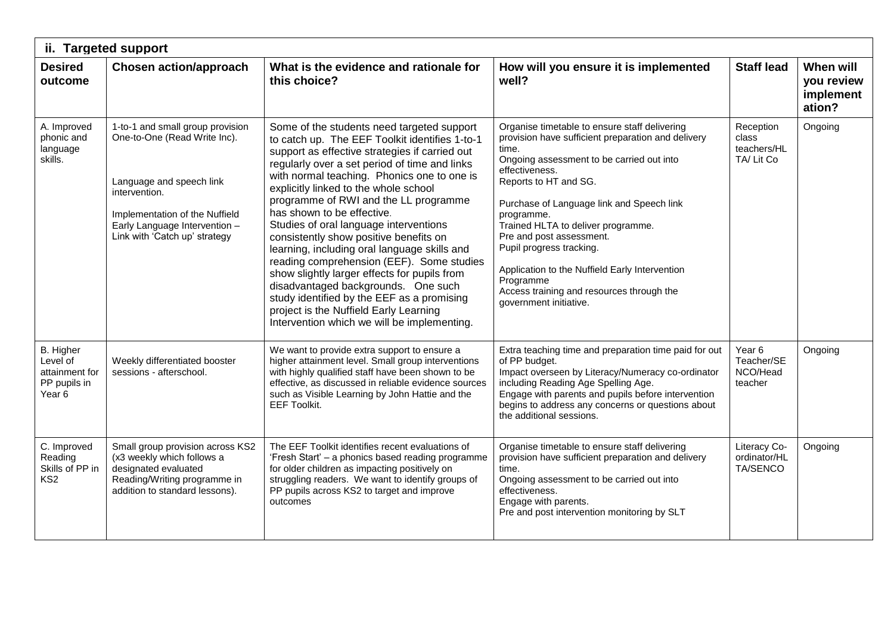| ii. Targeted support | | | | | |
|---|---|---|---|---|---|
| **Desired outcome** | **Chosen action/approach** | **What is the evidence and rationale for this choice?** | **How will you ensure it is implemented well?** | **Staff lead** | **When will you review implementation?** |
| A. Improved phonic and language skills. | 1-to-1 and small group provision One-to-One (Read Write Inc).<br><br>Language and speech link intervention.<br><br>Implementation of the Nuffield Early Language Intervention – Link with 'Catch up' strategy | Some of the students need targeted support to catch up. The EEF Toolkit identifies 1-to-1 support as effective strategies if carried out regularly over a set period of time and links with normal teaching. Phonics one to one is explicitly linked to the whole school programme of RWI and the LL programme has shown to be effective. Studies of oral language interventions consistently show positive benefits on learning, including oral language skills and reading comprehension (EEF). Some studies show slightly larger effects for pupils from disadvantaged backgrounds. One such study identified by the EEF as a promising project is the Nuffield Early Learning Intervention which we will be implementing. | Organise timetable to ensure staff delivering provision have sufficient preparation and delivery time.<br>Ongoing assessment to be carried out into effectiveness.<br>Reports to HT and SG.<br><br>Purchase of Language link and Speech link programme.<br>Trained HLTA to deliver programme.<br>Pre and post assessment.<br>Pupil progress tracking.<br><br>Application to the Nuffield Early Intervention Programme<br>Access training and resources through the government initiative. | Reception class teachers/HLTA/ Lit Co | Ongoing |
| B. Higher Level of attainment for PP pupils in Year 6 | Weekly differentiated booster sessions - afterschool. | We want to provide extra support to ensure a higher attainment level. Small group interventions with highly qualified staff have been shown to be effective, as discussed in reliable evidence sources such as Visible Learning by John Hattie and the EEF Toolkit. | Extra teaching time and preparation time paid for out of PP budget.<br>Impact overseen by Literacy/Numeracy co-ordinator including Reading Age Spelling Age.<br>Engage with parents and pupils before intervention begins to address any concerns or questions about the additional sessions. | Year 6 Teacher/SENCO/Head teacher | Ongoing |
| C. Improved Reading Skills of PP in KS2 | Small group provision across KS2 (x3 weekly which follows a designated evaluated Reading/Writing programme in addition to standard lessons). | The EEF Toolkit identifies recent evaluations of 'Fresh Start' – a phonics based reading programme for older children as impacting positively on struggling readers. We want to identify groups of PP pupils across KS2 to target and improve outcomes | Organise timetable to ensure staff delivering provision have sufficient preparation and delivery time.<br>Ongoing assessment to be carried out into effectiveness.<br>Engage with parents.<br>Pre and post intervention monitoring by SLT | Literacy Co-ordinator/HLTA/SENCO | Ongoing |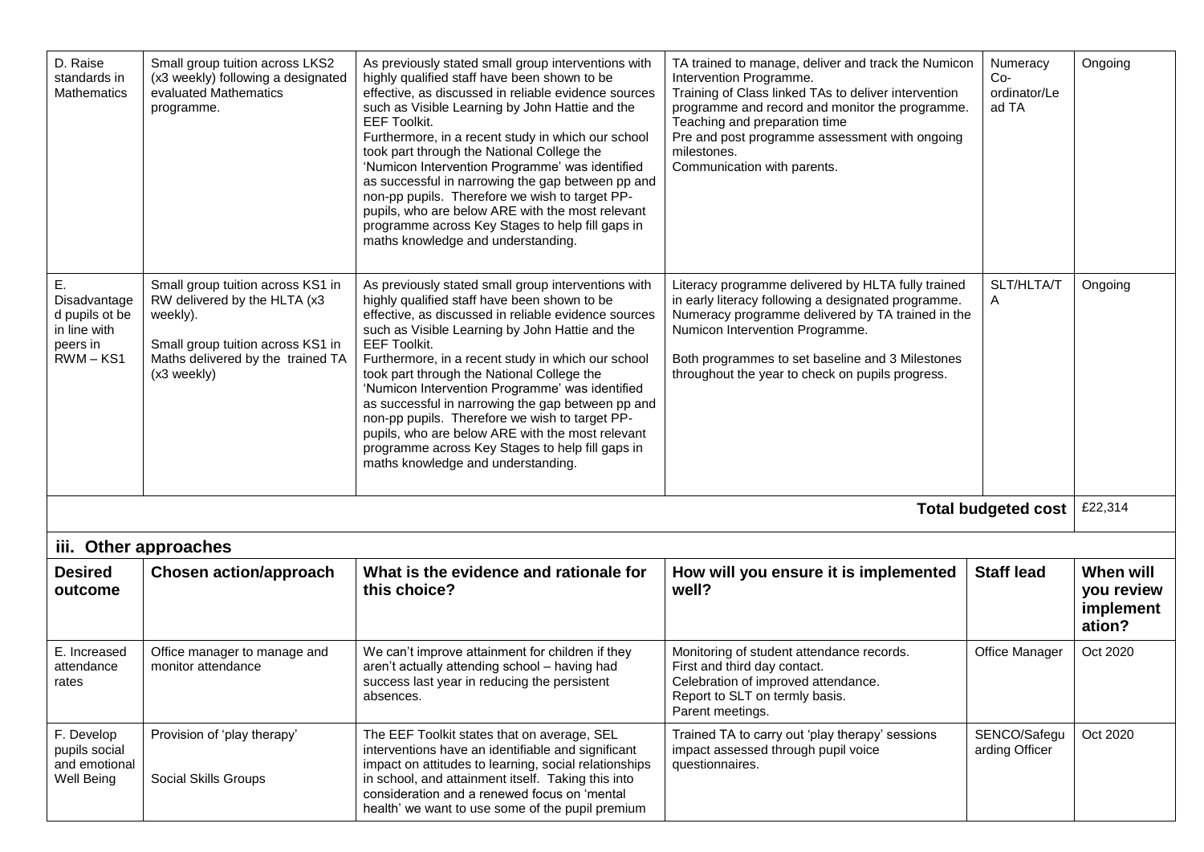| D. Raise standards in Mathematics | Small group tuition across LKS2 (x3 weekly) following a designated evaluated Mathematics programme. | As previously stated small group interventions with highly qualified staff have been shown to be effective, as discussed in reliable evidence sources such as Visible Learning by John Hattie and the EEF Toolkit.<br>Furthermore, in a recent study in which our school took part through the National College the 'Numicon Intervention Programme' was identified as successful in narrowing the gap between pp and non-pp pupils. Therefore we wish to target PP-pupils, who are below ARE with the most relevant programme across Key Stages to help fill gaps in maths knowledge and understanding. | TA trained to manage, deliver and track the Numicon Intervention Programme.<br>Training of Class linked TAs to deliver intervention programme and record and monitor the programme.<br>Teaching and preparation time<br>Pre and post programme assessment with ongoing milestones.<br>Communication with parents. | Numeracy Co-ordinator/Lead TA | Ongoing |
|---|---|---|---|---|---|
| E. Disadvantaged pupils ot be in line with peers in RWM – KS1 | Small group tuition across KS1 in RW delivered by the HLTA (x3 weekly).<br><br>Small group tuition across KS1 in Maths delivered by the trained TA (x3 weekly) | As previously stated small group interventions with highly qualified staff have been shown to be effective, as discussed in reliable evidence sources such as Visible Learning by John Hattie and the EEF Toolkit.<br>Furthermore, in a recent study in which our school took part through the National College the 'Numicon Intervention Programme' was identified as successful in narrowing the gap between pp and non-pp pupils. Therefore we wish to target PP-pupils, who are below ARE with the most relevant programme across Key Stages to help fill gaps in maths knowledge and understanding. | Literacy programme delivered by HLTA fully trained in early literacy following a designated programme.<br>Numeracy programme delivered by TA trained in the Numicon Intervention Programme.<br><br>Both programmes to set baseline and 3 Milestones throughout the year to check on pupils progress. | SLT/HLTA/TA | Ongoing |
| | | | | **Total budgeted cost** | £22,314 |

### iii. Other approaches

| Desired outcome | Chosen action/approach | What is the evidence and rationale for this choice? | How will you ensure it is implemented well? | Staff lead | When will you review implementation? |
|---|---|---|---|---|---|
| E. Increased attendance rates | Office manager to manage and monitor attendance | We can't improve attainment for children if they aren't actually attending school – having had success last year in reducing the persistent absences. | Monitoring of student attendance records.<br>First and third day contact.<br>Celebration of improved attendance.<br>Report to SLT on termly basis.<br>Parent meetings. | Office Manager | Oct 2020 |
| F. Develop pupils social and emotional Well Being | Provision of 'play therapy'<br><br>Social Skills Groups | The EEF Toolkit states that on average, SEL interventions have an identifiable and significant impact on attitudes to learning, social relationships in school, and attainment itself. Taking this into consideration and a renewed focus on 'mental health' we want to use some of the pupil premium | Trained TA to carry out 'play therapy' sessions impact assessed through pupil voice questionnaires. | SENCO/Safeguarding Officer | Oct 2020 |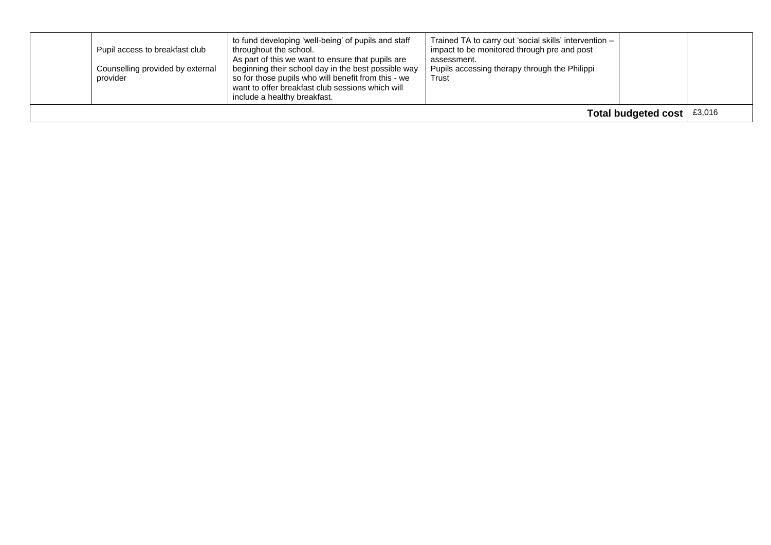| | | | | | |
|---|---|---|---|---|---|
| | Pupil access to breakfast club<br><br>Counselling provided by external provider | to fund developing 'well-being' of pupils and staff throughout the school.<br>As part of this we want to ensure that pupils are beginning their school day in the best possible way so for those pupils who will benefit from this - we want to offer breakfast club sessions which will include a healthy breakfast. | Trained TA to carry out 'social skills' intervention – impact to be monitored through pre and post assessment.<br>Pupils accessing therapy through the Philippi Trust | | |
| | | | | **Total budgeted cost** | £3,016 |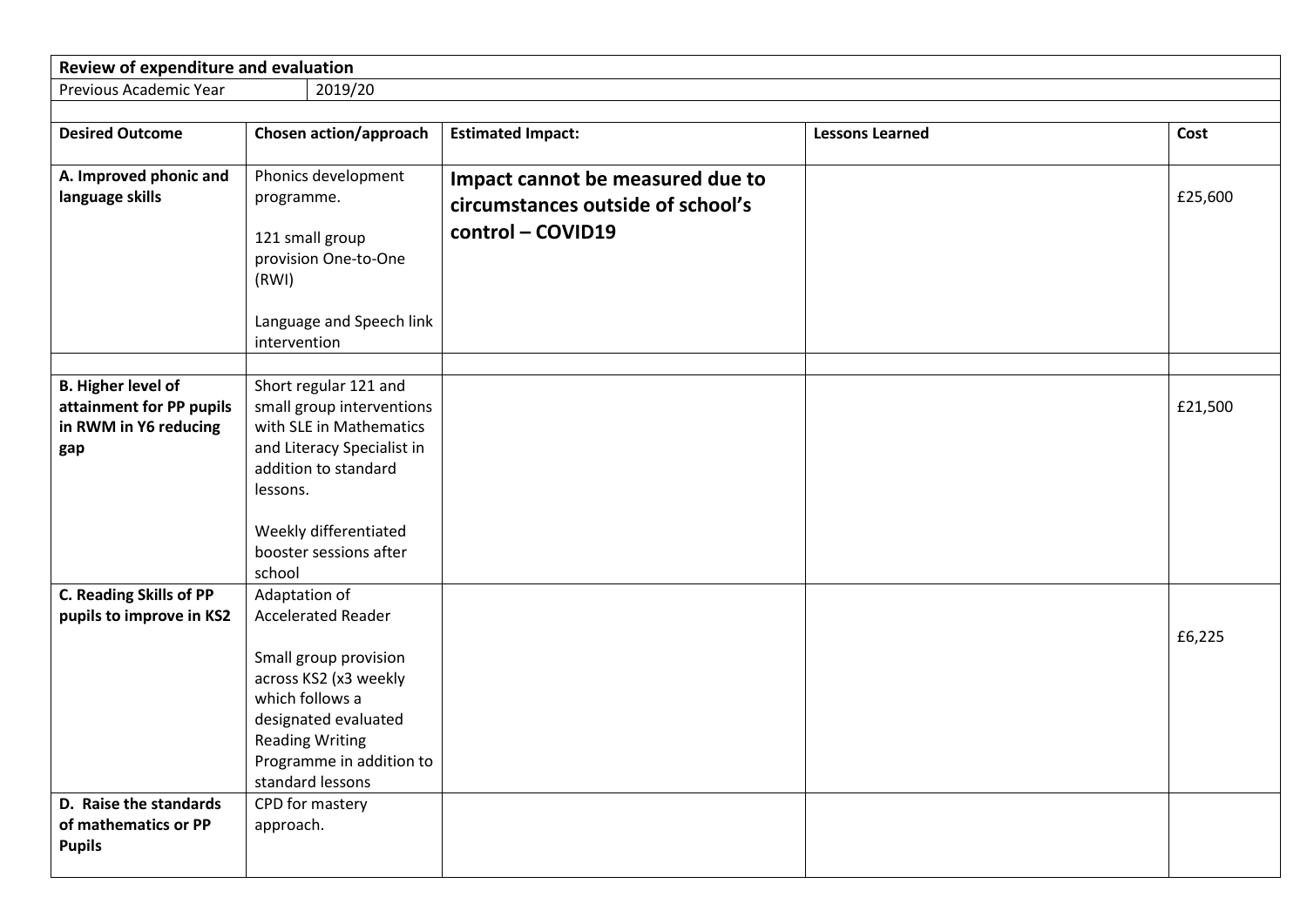| Review of expenditure and evaluation | | | | |
|---|---|---|---|---|
| Previous Academic Year | 2019/20 | | | |
| **Desired Outcome** | **Chosen action/approach** | **Estimated Impact:** | **Lessons Learned** | **Cost** |
| **A. Improved phonic and language skills** | Phonics development programme.<br><br>121 small group provision One-to-One (RWI)<br><br>Language and Speech link intervention | **Impact cannot be measured due to circumstances outside of school's control – COVID19** | | £25,600 |
| | | | | |
| **B. Higher level of attainment for PP pupils in RWM in Y6 reducing gap** | Short regular 121 and small group interventions with SLE in Mathematics and Literacy Specialist in addition to standard lessons.<br><br>Weekly differentiated booster sessions after school | | | £21,500 |
| **C. Reading Skills of PP pupils to improve in KS2** | Adaptation of Accelerated Reader<br><br>Small group provision across KS2 (x3 weekly which follows a designated evaluated Reading Writing Programme in addition to standard lessons | | | £6,225 |
| **D. Raise the standards of mathematics or PP Pupils** | CPD for mastery approach. | | | |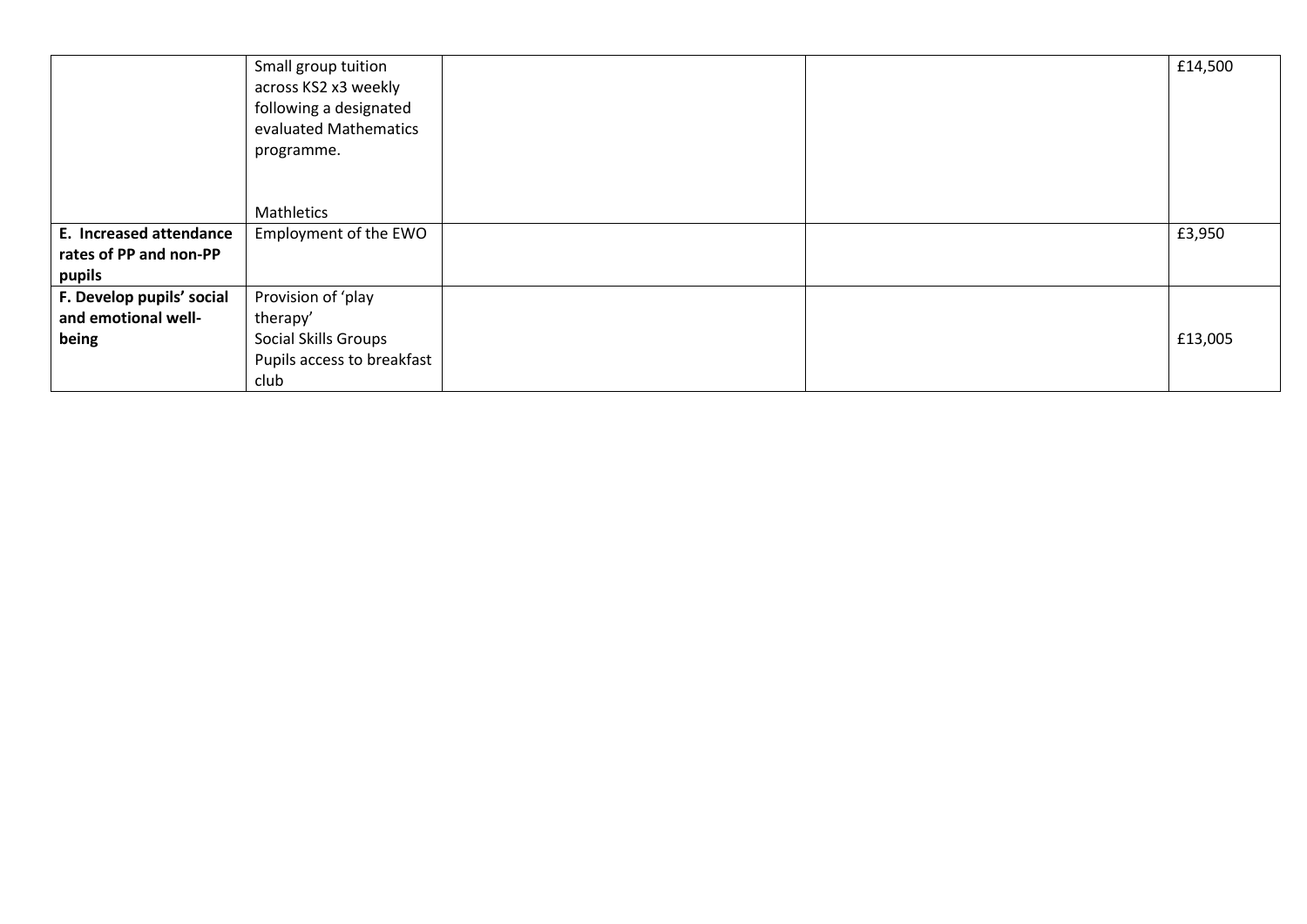| | | | | |
|---|---|---|---|---|
| | Small group tuition across KS2 x3 weekly following a designated evaluated Mathematics programme.<br><br>Mathletics | | | £14,500 |
| **E. Increased attendance rates of PP and non-PP pupils** | Employment of the EWO | | | £3,950 |
| **F. Develop pupils' social and emotional well-being** | Provision of 'play therapy'<br>Social Skills Groups<br>Pupils access to breakfast club | | | £13,005 |